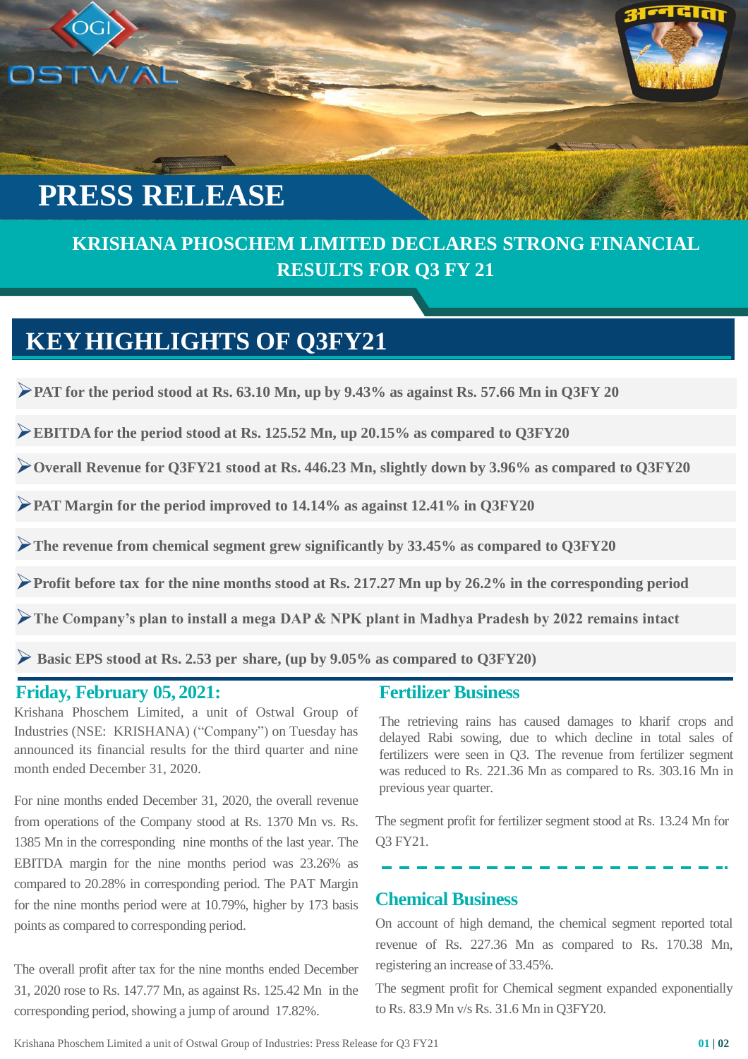# PRESS RELEASE

## KRISHANA PHOSCHEM LIMITED DECLARES STRONG FINANCIAL RESULTS FOR Q3 FY 21

## KEY HIGHLIGHTS OF Q3FY21

- **PAT for the period stood at Rs. 63.10 Mn, up by 9.43% as against Rs. 57.66 Mn in Q3FY 20**
- **EBITDA for the period stood at Rs. 125.52 Mn, up 20.15% as compared to Q3FY20**
- **Overall Revenue for Q3FY21 stood at Rs. 446.23 Mn, slightly down by 3.96% as compared to Q3FY20**
- **PAT Margin for the period improved to 14.14% as against 12.41% in Q3FY20**
- **The revenue from chemical segment grew significantly by 33.45% as compared to Q3FY20**
- **Profit before tax for the nine months stood at Rs. 217.27 Mn up by 26.2% in the corresponding period**
- **The Company's plan to install a mega DAP & NPK plant in Madhya Pradesh by 2022 remains intact**
- **Basic EPS stood at Rs. 2.53 per share, (up by 9.05% as compared to Q3FY20)**

### Friday, February 05, 2021:

Krishana Phoschem Limited, a unit of Ostwal Group of Industries (NSE: KRISHANA) ("Company") on Tuesday has announced its financial results for the third quarter and nine month ended December 31, 2020.

For nine months ended December 31, 2020, the overall revenue from operations of the Company stood at Rs. 1370 Mn vs. Rs. 1385 Mn in the corresponding nine months of the last year. The EBITDA margin for the nine months period was 23.26% as compared to 20.28% in corresponding period. The PAT Margin for the nine months period were at 10.79%, higher by 173 basis points as compared to corresponding period.

The overall profit after tax for the nine months ended December 31, 2020 rose to Rs. 147.77 Mn, as against Rs. 125.42 Mn in the corresponding period, showing a jump of around 17.82%.

### Fertilizer Business

The retrieving rains has caused damages to kharif crops and delayed Rabi sowing, due to which decline in total sales of fertilizers were seen in Q3. The revenue from fertilizer segment was reduced to Rs. 221.36 Mn as compared to Rs. 303.16 Mn in previous year quarter.

The segment profit for fertilizer segment stood at Rs. 13.24 Mn for Q3 FY21.

### Chemical Business

On account of high demand, the chemical segment reported total revenue of Rs. 227.36 Mn as compared to Rs. 170.38 Mn, registering an increase of 33.45%.

The segment profit for Chemical segment expanded exponentially to Rs. 83.9 Mn v/s Rs. 31.6 Mn in Q3FY20.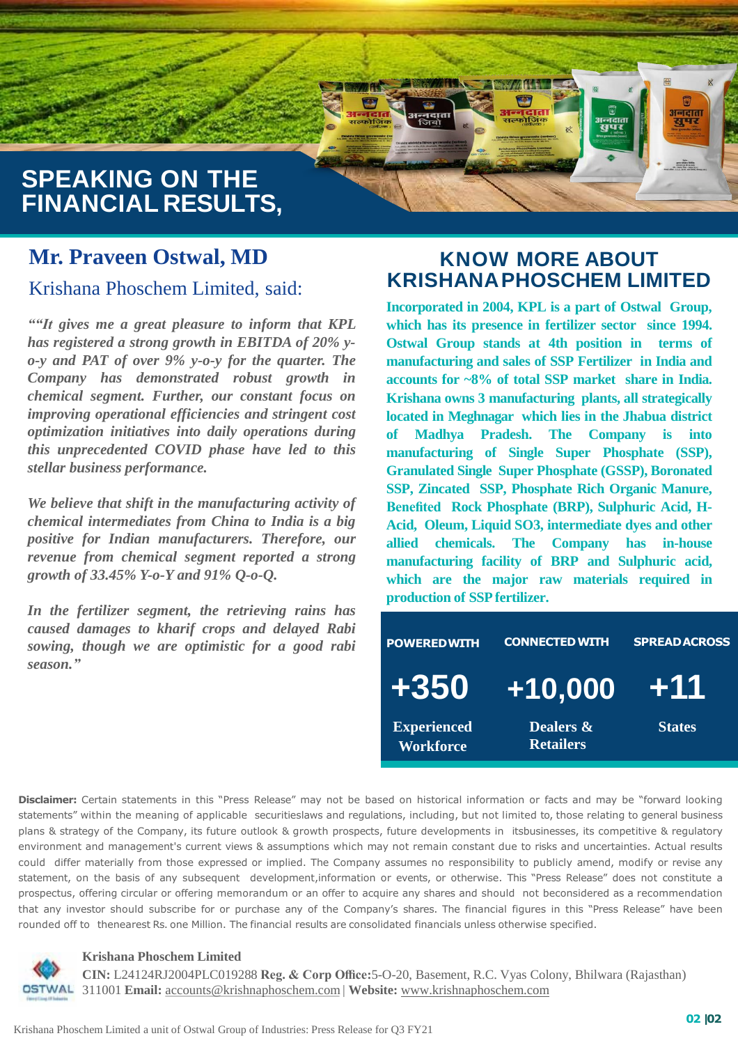# SPEAKING ON THE FINANCIAL RESULTS,

## Mr. Praveen Ostwal, MD

Krishana Phoschem Limited, said:

*""It gives me a great pleasure to inform that KPL has registered a strong growth in EBITDA of 20% y-o-y and PAT of over 9% y-o-y for the quarter. The Company has demonstrated robust growth in chemical segment. Further, our constant focus on improving operational efficiencies and stringent cost optimization initiatives into daily operations during this unprecedented COVID phase have led to this stellar business performance.*

*We believe that shift in the manufacturing activity of chemical intermediates from China to India is a big positive for Indian manufacturers. Therefore, our revenue from chemical segment reported a strong growth of 33.45% Y-o-Y and 91% Q-o-Q.*

*In the fertilizer segment, the retrieving rains has caused damages to kharif crops and delayed Rabi sowing, though we are optimistic for a good rabi season."*

## KNOW MORE ABOUT KRISHANA PHOSCHEM LIMITED

**Incorporated in 2004, KPL is a part of Ostwal Group, which has its presence in fertilizer sector since 1994. Ostwal Group stands at 4th position in terms of manufacturing and sales of SSP Fertilizer in India and accounts for ~8% of total SSP market share in India. Krishana owns 3 manufacturing plants, all strategically located in Meghnagar which lies in the Jhabua district of Madhya Pradesh. The Company is into manufacturing of Single Super Phosphate (SSP), Granulated Single Super Phosphate (GSSP), Boronated SSP, Zincated SSP, Phosphate Rich Organic Manure, Benefited Rock Phosphate (BRP), Sulphuric Acid, H-Acid, Oleum, Liquid SO3, intermediate dyes and other allied chemicals. The Company has in-house manufacturing facility of BRP and Sulphuric acid, which are the major raw materials required in production of SSP fertilizer.**

| POWERED WITH | CONNECTED WITH | SPREAD ACROSS |
|---|---|---|
| **+350** | **+10,000** | **+11** |
| Experienced Workforce | Dealers & Retailers | States |

**Disclaimer:** Certain statements in this "Press Release" may not be based on historical information or facts and may be "forward looking statements" within the meaning of applicable securitieslaws and regulations, including, but not limited to, those relating to general business plans & strategy of the Company, its future outlook & growth prospects, future developments in itsbusinesses, its competitive & regulatory environment and management's current views & assumptions which may not remain constant due to risks and uncertainties. Actual results could differ materially from those expressed or implied. The Company assumes no responsibility to publicly amend, modify or revise any statement, on the basis of any subsequent development,information or events, or otherwise. This "Press Release" does not constitute a prospectus, offering circular or offering memorandum or an offer to acquire any shares and should not beconsidered as a recommendation that any investor should subscribe for or purchase any of the Company's shares. The financial figures in this "Press Release" have been rounded off to thenearest Rs. one Million. The financial results are consolidated financials unless otherwise specified.

**Krishana Phoschem Limited**

**CIN:** L24124RJ2004PLC019288 **Reg. & Corp Office:**5-O-20, Basement, R.C. Vyas Colony, Bhilwara (Rajasthan) 311001 **Email:** accounts@krishnaphoschem.com | **Website:** www.krishnaphoschem.com